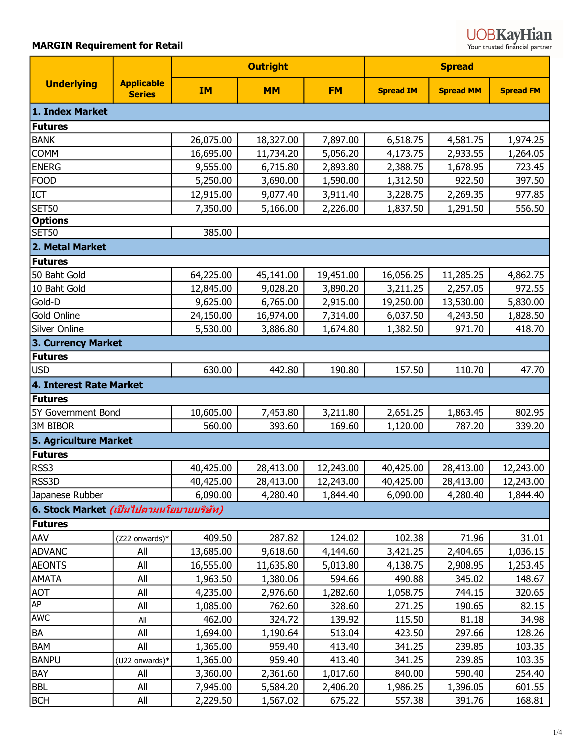**MARGIN Requirement for Retail**

UOBKayHian
Your trusted financial partner

| Underlying | Applicable Series | Outright | | | Spread | | |
|---|---|---|---|---|---|---|---|
| | | IM | MM | FM | Spread IM | Spread MM | Spread FM |
| **1. Index Market** | | | | | | | |
| **Futures** | | | | | | | |
| BANK | | 26,075.00 | 18,327.00 | 7,897.00 | 6,518.75 | 4,581.75 | 1,974.25 |
| COMM | | 16,695.00 | 11,734.20 | 5,056.20 | 4,173.75 | 2,933.55 | 1,264.05 |
| ENERG | | 9,555.00 | 6,715.80 | 2,893.80 | 2,388.75 | 1,678.95 | 723.45 |
| FOOD | | 5,250.00 | 3,690.00 | 1,590.00 | 1,312.50 | 922.50 | 397.50 |
| ICT | | 12,915.00 | 9,077.40 | 3,911.40 | 3,228.75 | 2,269.35 | 977.85 |
| SET50 | | 7,350.00 | 5,166.00 | 2,226.00 | 1,837.50 | 1,291.50 | 556.50 |
| **Options** | | | | | | | |
| SET50 | | 385.00 | | | | | |
| **2. Metal Market** | | | | | | | |
| **Futures** | | | | | | | |
| 50 Baht Gold | | 64,225.00 | 45,141.00 | 19,451.00 | 16,056.25 | 11,285.25 | 4,862.75 |
| 10 Baht Gold | | 12,845.00 | 9,028.20 | 3,890.20 | 3,211.25 | 2,257.05 | 972.55 |
| Gold-D | | 9,625.00 | 6,765.00 | 2,915.00 | 19,250.00 | 13,530.00 | 5,830.00 |
| Gold Online | | 24,150.00 | 16,974.00 | 7,314.00 | 6,037.50 | 4,243.50 | 1,828.50 |
| Silver Online | | 5,530.00 | 3,886.80 | 1,674.80 | 1,382.50 | 971.70 | 418.70 |
| **3. Currency Market** | | | | | | | |
| **Futures** | | | | | | | |
| USD | | 630.00 | 442.80 | 190.80 | 157.50 | 110.70 | 47.70 |
| **4. Interest Rate Market** | | | | | | | |
| **Futures** | | | | | | | |
| 5Y Government Bond | | 10,605.00 | 7,453.80 | 3,211.80 | 2,651.25 | 1,863.45 | 802.95 |
| 3M BIBOR | | 560.00 | 393.60 | 169.60 | 1,120.00 | 787.20 | 339.20 |
| **5. Agriculture Market** | | | | | | | |
| **Futures** | | | | | | | |
| RSS3 | | 40,425.00 | 28,413.00 | 12,243.00 | 40,425.00 | 28,413.00 | 12,243.00 |
| RSS3D | | 40,425.00 | 28,413.00 | 12,243.00 | 40,425.00 | 28,413.00 | 12,243.00 |
| Japanese Rubber | | 6,090.00 | 4,280.40 | 1,844.40 | 6,090.00 | 4,280.40 | 1,844.40 |
| **6. Stock Market** *(เป็นไปตามนโยบายบริษัท)* | | | | | | | |
| **Futures** | | | | | | | |
| AAV | (Z22 onwards)* | 409.50 | 287.82 | 124.02 | 102.38 | 71.96 | 31.01 |
| ADVANC | All | 13,685.00 | 9,618.60 | 4,144.60 | 3,421.25 | 2,404.65 | 1,036.15 |
| AEONTS | All | 16,555.00 | 11,635.80 | 5,013.80 | 4,138.75 | 2,908.95 | 1,253.45 |
| AMATA | All | 1,963.50 | 1,380.06 | 594.66 | 490.88 | 345.02 | 148.67 |
| AOT | All | 4,235.00 | 2,976.60 | 1,282.60 | 1,058.75 | 744.15 | 320.65 |
| AP | All | 1,085.00 | 762.60 | 328.60 | 271.25 | 190.65 | 82.15 |
| AWC | All | 462.00 | 324.72 | 139.92 | 115.50 | 81.18 | 34.98 |
| BA | All | 1,694.00 | 1,190.64 | 513.04 | 423.50 | 297.66 | 128.26 |
| BAM | All | 1,365.00 | 959.40 | 413.40 | 341.25 | 239.85 | 103.35 |
| BANPU | (U22 onwards)* | 1,365.00 | 959.40 | 413.40 | 341.25 | 239.85 | 103.35 |
| BAY | All | 3,360.00 | 2,361.60 | 1,017.60 | 840.00 | 590.40 | 254.40 |
| BBL | All | 7,945.00 | 5,584.20 | 2,406.20 | 1,986.25 | 1,396.05 | 601.55 |
| BCH | All | 2,229.50 | 1,567.02 | 675.22 | 557.38 | 391.76 | 168.81 |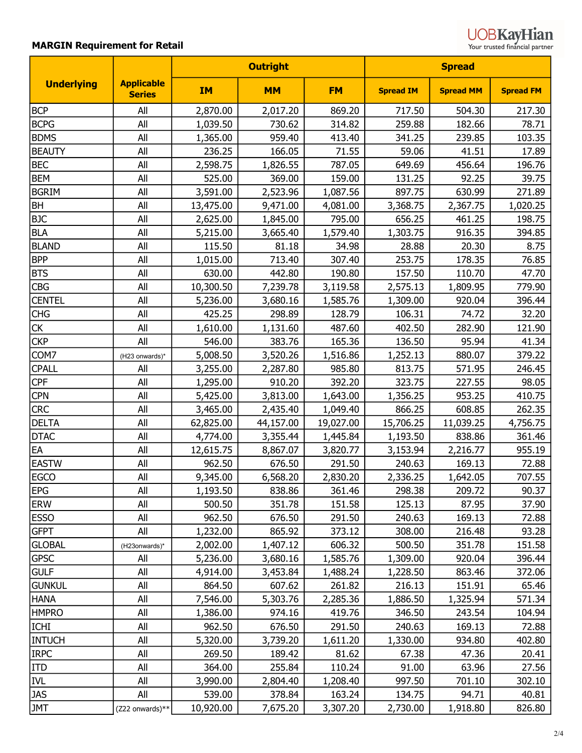**MARGIN Requirement for Retail**

UOBKayHian
Your trusted financial partner

| Underlying | Applicable Series | Outright | | | Spread | | |
|---|---|---|---|---|---|---|---|
| | | IM | MM | FM | Spread IM | Spread MM | Spread FM |
| BCP | All | 2,870.00 | 2,017.20 | 869.20 | 717.50 | 504.30 | 217.30 |
| BCPG | All | 1,039.50 | 730.62 | 314.82 | 259.88 | 182.66 | 78.71 |
| BDMS | All | 1,365.00 | 959.40 | 413.40 | 341.25 | 239.85 | 103.35 |
| BEAUTY | All | 236.25 | 166.05 | 71.55 | 59.06 | 41.51 | 17.89 |
| BEC | All | 2,598.75 | 1,826.55 | 787.05 | 649.69 | 456.64 | 196.76 |
| BEM | All | 525.00 | 369.00 | 159.00 | 131.25 | 92.25 | 39.75 |
| BGRIM | All | 3,591.00 | 2,523.96 | 1,087.56 | 897.75 | 630.99 | 271.89 |
| BH | All | 13,475.00 | 9,471.00 | 4,081.00 | 3,368.75 | 2,367.75 | 1,020.25 |
| BJC | All | 2,625.00 | 1,845.00 | 795.00 | 656.25 | 461.25 | 198.75 |
| BLA | All | 5,215.00 | 3,665.40 | 1,579.40 | 1,303.75 | 916.35 | 394.85 |
| BLAND | All | 115.50 | 81.18 | 34.98 | 28.88 | 20.30 | 8.75 |
| BPP | All | 1,015.00 | 713.40 | 307.40 | 253.75 | 178.35 | 76.85 |
| BTS | All | 630.00 | 442.80 | 190.80 | 157.50 | 110.70 | 47.70 |
| CBG | All | 10,300.50 | 7,239.78 | 3,119.58 | 2,575.13 | 1,809.95 | 779.90 |
| CENTEL | All | 5,236.00 | 3,680.16 | 1,585.76 | 1,309.00 | 920.04 | 396.44 |
| CHG | All | 425.25 | 298.89 | 128.79 | 106.31 | 74.72 | 32.20 |
| CK | All | 1,610.00 | 1,131.60 | 487.60 | 402.50 | 282.90 | 121.90 |
| CKP | All | 546.00 | 383.76 | 165.36 | 136.50 | 95.94 | 41.34 |
| COM7 | (H23 onwards)* | 5,008.50 | 3,520.26 | 1,516.86 | 1,252.13 | 880.07 | 379.22 |
| CPALL | All | 3,255.00 | 2,287.80 | 985.80 | 813.75 | 571.95 | 246.45 |
| CPF | All | 1,295.00 | 910.20 | 392.20 | 323.75 | 227.55 | 98.05 |
| CPN | All | 5,425.00 | 3,813.00 | 1,643.00 | 1,356.25 | 953.25 | 410.75 |
| CRC | All | 3,465.00 | 2,435.40 | 1,049.40 | 866.25 | 608.85 | 262.35 |
| DELTA | All | 62,825.00 | 44,157.00 | 19,027.00 | 15,706.25 | 11,039.25 | 4,756.75 |
| DTAC | All | 4,774.00 | 3,355.44 | 1,445.84 | 1,193.50 | 838.86 | 361.46 |
| EA | All | 12,615.75 | 8,867.07 | 3,820.77 | 3,153.94 | 2,216.77 | 955.19 |
| EASTW | All | 962.50 | 676.50 | 291.50 | 240.63 | 169.13 | 72.88 |
| EGCO | All | 9,345.00 | 6,568.20 | 2,830.20 | 2,336.25 | 1,642.05 | 707.55 |
| EPG | All | 1,193.50 | 838.86 | 361.46 | 298.38 | 209.72 | 90.37 |
| ERW | All | 500.50 | 351.78 | 151.58 | 125.13 | 87.95 | 37.90 |
| ESSO | All | 962.50 | 676.50 | 291.50 | 240.63 | 169.13 | 72.88 |
| GFPT | All | 1,232.00 | 865.92 | 373.12 | 308.00 | 216.48 | 93.28 |
| GLOBAL | (H23onwards)* | 2,002.00 | 1,407.12 | 606.32 | 500.50 | 351.78 | 151.58 |
| GPSC | All | 5,236.00 | 3,680.16 | 1,585.76 | 1,309.00 | 920.04 | 396.44 |
| GULF | All | 4,914.00 | 3,453.84 | 1,488.24 | 1,228.50 | 863.46 | 372.06 |
| GUNKUL | All | 864.50 | 607.62 | 261.82 | 216.13 | 151.91 | 65.46 |
| HANA | All | 7,546.00 | 5,303.76 | 2,285.36 | 1,886.50 | 1,325.94 | 571.34 |
| HMPRO | All | 1,386.00 | 974.16 | 419.76 | 346.50 | 243.54 | 104.94 |
| ICHI | All | 962.50 | 676.50 | 291.50 | 240.63 | 169.13 | 72.88 |
| INTUCH | All | 5,320.00 | 3,739.20 | 1,611.20 | 1,330.00 | 934.80 | 402.80 |
| IRPC | All | 269.50 | 189.42 | 81.62 | 67.38 | 47.36 | 20.41 |
| ITD | All | 364.00 | 255.84 | 110.24 | 91.00 | 63.96 | 27.56 |
| IVL | All | 3,990.00 | 2,804.40 | 1,208.40 | 997.50 | 701.10 | 302.10 |
| JAS | All | 539.00 | 378.84 | 163.24 | 134.75 | 94.71 | 40.81 |
| JMT | (Z22 onwards)** | 10,920.00 | 7,675.20 | 3,307.20 | 2,730.00 | 1,918.80 | 826.80 |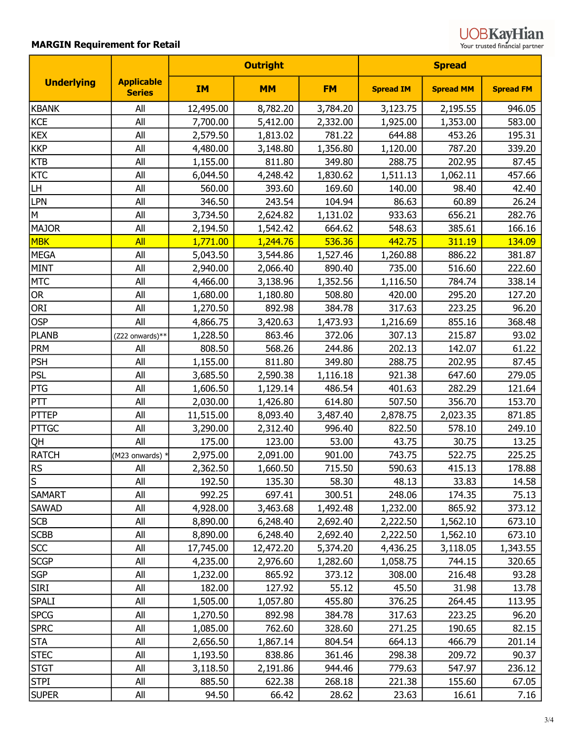**MARGIN Requirement for Retail**

UOBKayHian
Your trusted financial partner

| Underlying | Applicable Series | Outright | | | Spread | | |
|---|---|---|---|---|---|---|---|
| | | IM | MM | FM | Spread IM | Spread MM | Spread FM |
| KBANK | All | 12,495.00 | 8,782.20 | 3,784.20 | 3,123.75 | 2,195.55 | 946.05 |
| KCE | All | 7,700.00 | 5,412.00 | 2,332.00 | 1,925.00 | 1,353.00 | 583.00 |
| KEX | All | 2,579.50 | 1,813.02 | 781.22 | 644.88 | 453.26 | 195.31 |
| KKP | All | 4,480.00 | 3,148.80 | 1,356.80 | 1,120.00 | 787.20 | 339.20 |
| KTB | All | 1,155.00 | 811.80 | 349.80 | 288.75 | 202.95 | 87.45 |
| KTC | All | 6,044.50 | 4,248.42 | 1,830.62 | 1,511.13 | 1,062.11 | 457.66 |
| LH | All | 560.00 | 393.60 | 169.60 | 140.00 | 98.40 | 42.40 |
| LPN | All | 346.50 | 243.54 | 104.94 | 86.63 | 60.89 | 26.24 |
| M | All | 3,734.50 | 2,624.82 | 1,131.02 | 933.63 | 656.21 | 282.76 |
| MAJOR | All | 2,194.50 | 1,542.42 | 664.62 | 548.63 | 385.61 | 166.16 |
| MBK | All | 1,771.00 | 1,244.76 | 536.36 | 442.75 | 311.19 | 134.09 |
| MEGA | All | 5,043.50 | 3,544.86 | 1,527.46 | 1,260.88 | 886.22 | 381.87 |
| MINT | All | 2,940.00 | 2,066.40 | 890.40 | 735.00 | 516.60 | 222.60 |
| MTC | All | 4,466.00 | 3,138.96 | 1,352.56 | 1,116.50 | 784.74 | 338.14 |
| OR | All | 1,680.00 | 1,180.80 | 508.80 | 420.00 | 295.20 | 127.20 |
| ORI | All | 1,270.50 | 892.98 | 384.78 | 317.63 | 223.25 | 96.20 |
| OSP | All | 4,866.75 | 3,420.63 | 1,473.93 | 1,216.69 | 855.16 | 368.48 |
| PLANB | (Z22 onwards)** | 1,228.50 | 863.46 | 372.06 | 307.13 | 215.87 | 93.02 |
| PRM | All | 808.50 | 568.26 | 244.86 | 202.13 | 142.07 | 61.22 |
| PSH | All | 1,155.00 | 811.80 | 349.80 | 288.75 | 202.95 | 87.45 |
| PSL | All | 3,685.50 | 2,590.38 | 1,116.18 | 921.38 | 647.60 | 279.05 |
| PTG | All | 1,606.50 | 1,129.14 | 486.54 | 401.63 | 282.29 | 121.64 |
| PTT | All | 2,030.00 | 1,426.80 | 614.80 | 507.50 | 356.70 | 153.70 |
| PTTEP | All | 11,515.00 | 8,093.40 | 3,487.40 | 2,878.75 | 2,023.35 | 871.85 |
| PTTGC | All | 3,290.00 | 2,312.40 | 996.40 | 822.50 | 578.10 | 249.10 |
| QH | All | 175.00 | 123.00 | 53.00 | 43.75 | 30.75 | 13.25 |
| RATCH | (M23 onwards) * | 2,975.00 | 2,091.00 | 901.00 | 743.75 | 522.75 | 225.25 |
| RS | All | 2,362.50 | 1,660.50 | 715.50 | 590.63 | 415.13 | 178.88 |
| S | All | 192.50 | 135.30 | 58.30 | 48.13 | 33.83 | 14.58 |
| SAMART | All | 992.25 | 697.41 | 300.51 | 248.06 | 174.35 | 75.13 |
| SAWAD | All | 4,928.00 | 3,463.68 | 1,492.48 | 1,232.00 | 865.92 | 373.12 |
| SCB | All | 8,890.00 | 6,248.40 | 2,692.40 | 2,222.50 | 1,562.10 | 673.10 |
| SCBB | All | 8,890.00 | 6,248.40 | 2,692.40 | 2,222.50 | 1,562.10 | 673.10 |
| SCC | All | 17,745.00 | 12,472.20 | 5,374.20 | 4,436.25 | 3,118.05 | 1,343.55 |
| SCGP | All | 4,235.00 | 2,976.60 | 1,282.60 | 1,058.75 | 744.15 | 320.65 |
| SGP | All | 1,232.00 | 865.92 | 373.12 | 308.00 | 216.48 | 93.28 |
| SIRI | All | 182.00 | 127.92 | 55.12 | 45.50 | 31.98 | 13.78 |
| SPALI | All | 1,505.00 | 1,057.80 | 455.80 | 376.25 | 264.45 | 113.95 |
| SPCG | All | 1,270.50 | 892.98 | 384.78 | 317.63 | 223.25 | 96.20 |
| SPRC | All | 1,085.00 | 762.60 | 328.60 | 271.25 | 190.65 | 82.15 |
| STA | All | 2,656.50 | 1,867.14 | 804.54 | 664.13 | 466.79 | 201.14 |
| STEC | All | 1,193.50 | 838.86 | 361.46 | 298.38 | 209.72 | 90.37 |
| STGT | All | 3,118.50 | 2,191.86 | 944.46 | 779.63 | 547.97 | 236.12 |
| STPI | All | 885.50 | 622.38 | 268.18 | 221.38 | 155.60 | 67.05 |
| SUPER | All | 94.50 | 66.42 | 28.62 | 23.63 | 16.61 | 7.16 |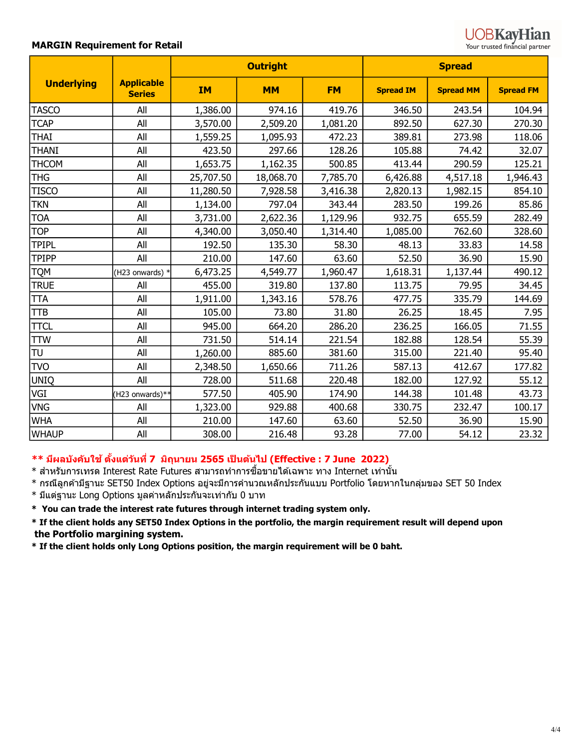**MARGIN Requirement for Retail**

| Underlying | Applicable Series | Outright | | | Spread | | |
|---|---|---|---|---|---|---|---|
| | | IM | MM | FM | Spread IM | Spread MM | Spread FM |
| TASCO | All | 1,386.00 | 974.16 | 419.76 | 346.50 | 243.54 | 104.94 |
| TCAP | All | 3,570.00 | 2,509.20 | 1,081.20 | 892.50 | 627.30 | 270.30 |
| THAI | All | 1,559.25 | 1,095.93 | 472.23 | 389.81 | 273.98 | 118.06 |
| THANI | All | 423.50 | 297.66 | 128.26 | 105.88 | 74.42 | 32.07 |
| THCOM | All | 1,653.75 | 1,162.35 | 500.85 | 413.44 | 290.59 | 125.21 |
| THG | All | 25,707.50 | 18,068.70 | 7,785.70 | 6,426.88 | 4,517.18 | 1,946.43 |
| TISCO | All | 11,280.50 | 7,928.58 | 3,416.38 | 2,820.13 | 1,982.15 | 854.10 |
| TKN | All | 1,134.00 | 797.04 | 343.44 | 283.50 | 199.26 | 85.86 |
| TOA | All | 3,731.00 | 2,622.36 | 1,129.96 | 932.75 | 655.59 | 282.49 |
| TOP | All | 4,340.00 | 3,050.40 | 1,314.40 | 1,085.00 | 762.60 | 328.60 |
| TPIPL | All | 192.50 | 135.30 | 58.30 | 48.13 | 33.83 | 14.58 |
| TPIPP | All | 210.00 | 147.60 | 63.60 | 52.50 | 36.90 | 15.90 |
| TQM | (H23 onwards) * | 6,473.25 | 4,549.77 | 1,960.47 | 1,618.31 | 1,137.44 | 490.12 |
| TRUE | All | 455.00 | 319.80 | 137.80 | 113.75 | 79.95 | 34.45 |
| TTA | All | 1,911.00 | 1,343.16 | 578.76 | 477.75 | 335.79 | 144.69 |
| TTB | All | 105.00 | 73.80 | 31.80 | 26.25 | 18.45 | 7.95 |
| TTCL | All | 945.00 | 664.20 | 286.20 | 236.25 | 166.05 | 71.55 |
| TTW | All | 731.50 | 514.14 | 221.54 | 182.88 | 128.54 | 55.39 |
| TU | All | 1,260.00 | 885.60 | 381.60 | 315.00 | 221.40 | 95.40 |
| TVO | All | 2,348.50 | 1,650.66 | 711.26 | 587.13 | 412.67 | 177.82 |
| UNIQ | All | 728.00 | 511.68 | 220.48 | 182.00 | 127.92 | 55.12 |
| VGI | (H23 onwards)** | 577.50 | 405.90 | 174.90 | 144.38 | 101.48 | 43.73 |
| VNG | All | 1,323.00 | 929.88 | 400.68 | 330.75 | 232.47 | 100.17 |
| WHA | All | 210.00 | 147.60 | 63.60 | 52.50 | 36.90 | 15.90 |
| WHAUP | All | 308.00 | 216.48 | 93.28 | 77.00 | 54.12 | 23.32 |

**** มีผลบังคับใช้ ตั้งแต่วันที่ 7 มิถุนายน 2565 เป็นต้นไป (Effective : 7 June 2022)**

* สำหรับการเทรด Interest Rate Futures สามารถทำการซื้อขายได้เฉพาะ ทาง Internet เท่านั้น

* กรณีลูกค้ามีฐานะ SET50 Index Options อยู่จะมีการคำนวณหลักประกันแบบ Portfolio โดยหากในกลุ่มของ SET 50 Index

* มีแต่ฐานะ Long Options มูลค่าหลักประกันจะเท่ากับ 0 บาท

*** You can trade the interest rate futures through internet trading system only.**

**\* If the client holds any SET50 Index Options in the portfolio, the margin requirement result will depend upon the Portfolio margining system.**

**\* If the client holds only Long Options position, the margin requirement will be 0 baht.**